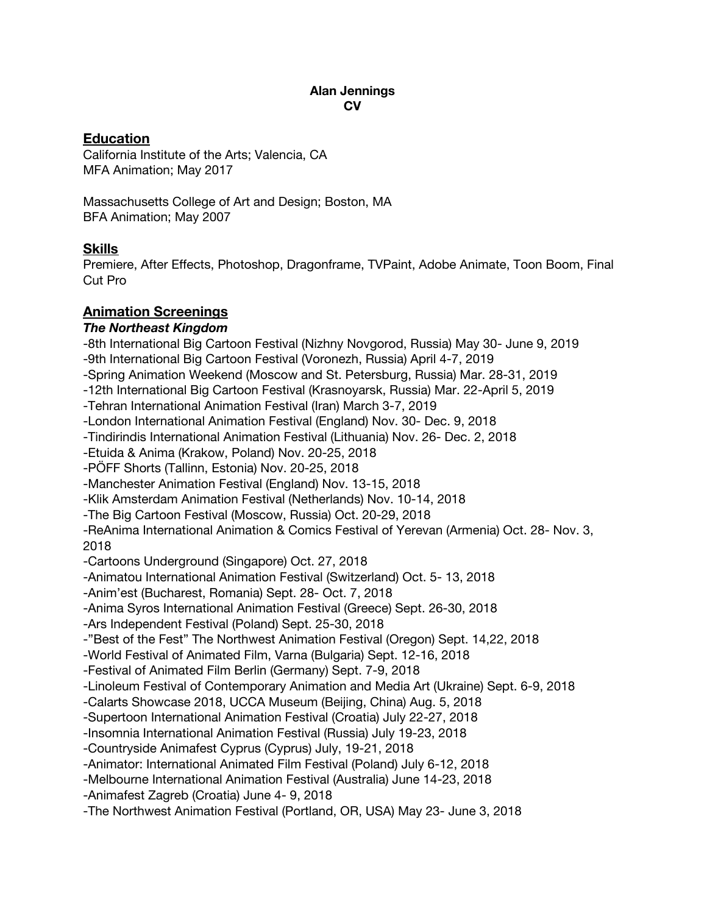**Alan Jennings**
**CV**

## Education

California Institute of the Arts; Valencia, CA
MFA Animation; May 2017

Massachusetts College of Art and Design; Boston, MA
BFA Animation; May 2007

## Skills

Premiere, After Effects, Photoshop, Dragonframe, TVPaint, Adobe Animate, Toon Boom, Final Cut Pro

## Animation Screenings

### *The Northeast Kingdom*

-8th International Big Cartoon Festival (Nizhny Novgorod, Russia) May 30- June 9, 2019
-9th International Big Cartoon Festival (Voronezh, Russia) April 4-7, 2019
-Spring Animation Weekend (Moscow and St. Petersburg, Russia) Mar. 28-31, 2019
-12th International Big Cartoon Festival (Krasnoyarsk, Russia) Mar. 22-April 5, 2019
-Tehran International Animation Festival (Iran) March 3-7, 2019
-London International Animation Festival (England) Nov. 30- Dec. 9, 2018
-Tindirindis International Animation Festival (Lithuania) Nov. 26- Dec. 2, 2018
-Etuida & Anima (Krakow, Poland) Nov. 20-25, 2018
-PÖFF Shorts (Tallinn, Estonia) Nov. 20-25, 2018
-Manchester Animation Festival (England) Nov. 13-15, 2018
-Klik Amsterdam Animation Festival (Netherlands) Nov. 10-14, 2018
-The Big Cartoon Festival (Moscow, Russia) Oct. 20-29, 2018
-ReAnima International Animation & Comics Festival of Yerevan (Armenia) Oct. 28- Nov. 3, 2018
-Cartoons Underground (Singapore) Oct. 27, 2018
-Animatou International Animation Festival (Switzerland) Oct. 5- 13, 2018
-Anim'est (Bucharest, Romania) Sept. 28- Oct. 7, 2018
-Anima Syros International Animation Festival (Greece) Sept. 26-30, 2018
-Ars Independent Festival (Poland) Sept. 25-30, 2018
-"Best of the Fest" The Northwest Animation Festival (Oregon) Sept. 14,22, 2018
-World Festival of Animated Film, Varna (Bulgaria) Sept. 12-16, 2018
-Festival of Animated Film Berlin (Germany) Sept. 7-9, 2018
-Linoleum Festival of Contemporary Animation and Media Art (Ukraine) Sept. 6-9, 2018
-Calarts Showcase 2018, UCCA Museum (Beijing, China) Aug. 5, 2018
-Supertoon International Animation Festival (Croatia) July 22-27, 2018
-Insomnia International Animation Festival (Russia) July 19-23, 2018
-Countryside Animafest Cyprus (Cyprus) July, 19-21, 2018
-Animator: International Animated Film Festival (Poland) July 6-12, 2018
-Melbourne International Animation Festival (Australia) June 14-23, 2018
-Animafest Zagreb (Croatia) June 4- 9, 2018
-The Northwest Animation Festival (Portland, OR, USA) May 23- June 3, 2018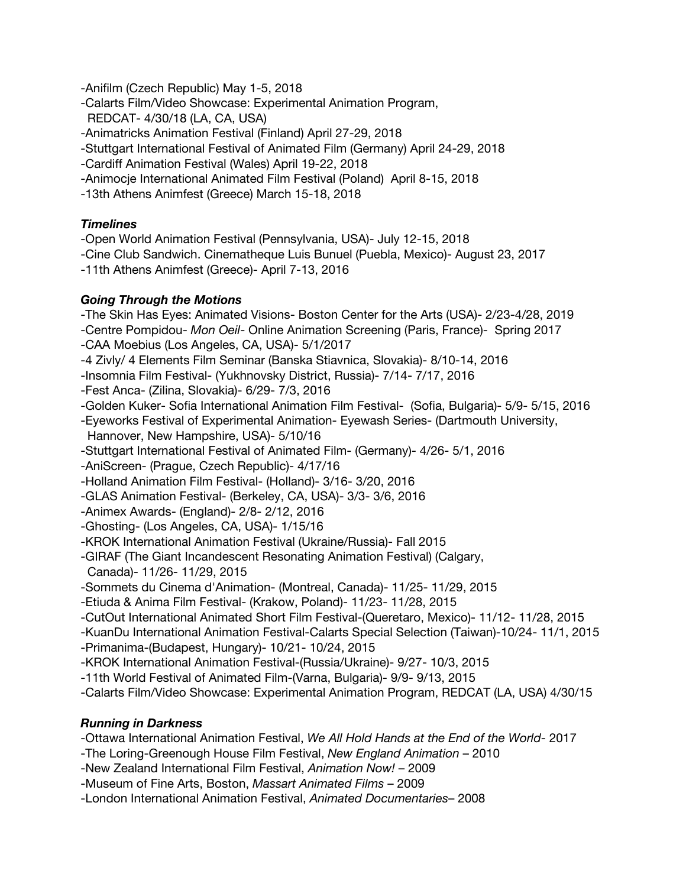-Anifilm (Czech Republic) May 1-5, 2018
-Calarts Film/Video Showcase: Experimental Animation Program, REDCAT- 4/30/18 (LA, CA, USA)
-Animatricks Animation Festival (Finland) April 27-29, 2018
-Stuttgart International Festival of Animated Film (Germany) April 24-29, 2018
-Cardiff Animation Festival (Wales) April 19-22, 2018
-Animocje International Animated Film Festival (Poland) April 8-15, 2018
-13th Athens Animfest (Greece) March 15-18, 2018

***Timelines***

-Open World Animation Festival (Pennsylvania, USA)- July 12-15, 2018
-Cine Club Sandwich. Cinematheque Luis Bunuel (Puebla, Mexico)- August 23, 2017
-11th Athens Animfest (Greece)- April 7-13, 2016

***Going Through the Motions***

-The Skin Has Eyes: Animated Visions- Boston Center for the Arts (USA)- 2/23-4/28, 2019
-Centre Pompidou- *Mon Oeil*- Online Animation Screening (Paris, France)- Spring 2017
-CAA Moebius (Los Angeles, CA, USA)- 5/1/2017
-4 Zivly/ 4 Elements Film Seminar (Banska Stiavnica, Slovakia)- 8/10-14, 2016
-Insomnia Film Festival- (Yukhnovsky District, Russia)- 7/14- 7/17, 2016
-Fest Anca- (Zilina, Slovakia)- 6/29- 7/3, 2016
-Golden Kuker- Sofia International Animation Film Festival- (Sofia, Bulgaria)- 5/9- 5/15, 2016
-Eyeworks Festival of Experimental Animation- Eyewash Series- (Dartmouth University, Hannover, New Hampshire, USA)- 5/10/16
-Stuttgart International Festival of Animated Film- (Germany)- 4/26- 5/1, 2016
-AniScreen- (Prague, Czech Republic)- 4/17/16
-Holland Animation Film Festival- (Holland)- 3/16- 3/20, 2016
-GLAS Animation Festival- (Berkeley, CA, USA)- 3/3- 3/6, 2016
-Animex Awards- (England)- 2/8- 2/12, 2016
-Ghosting- (Los Angeles, CA, USA)- 1/15/16
-KROK International Animation Festival (Ukraine/Russia)- Fall 2015
-GIRAF (The Giant Incandescent Resonating Animation Festival) (Calgary, Canada)- 11/26- 11/29, 2015
-Sommets du Cinema d'Animation- (Montreal, Canada)- 11/25- 11/29, 2015
-Etiuda & Anima Film Festival- (Krakow, Poland)- 11/23- 11/28, 2015
-CutOut International Animated Short Film Festival-(Queretaro, Mexico)- 11/12- 11/28, 2015
-KuanDu International Animation Festival-Calarts Special Selection (Taiwan)-10/24- 11/1, 2015
-Primanima-(Budapest, Hungary)- 10/21- 10/24, 2015
-KROK International Animation Festival-(Russia/Ukraine)- 9/27- 10/3, 2015
-11th World Festival of Animated Film-(Varna, Bulgaria)- 9/9- 9/13, 2015
-Calarts Film/Video Showcase: Experimental Animation Program, REDCAT (LA, USA) 4/30/15

***Running in Darkness***

-Ottawa International Animation Festival, *We All Hold Hands at the End of the World*- 2017
-The Loring-Greenough House Film Festival, *New England Animation* – 2010
-New Zealand International Film Festival, *Animation Now!* – 2009
-Museum of Fine Arts, Boston, *Massart Animated Films* – 2009
-London International Animation Festival, *Animated Documentaries*– 2008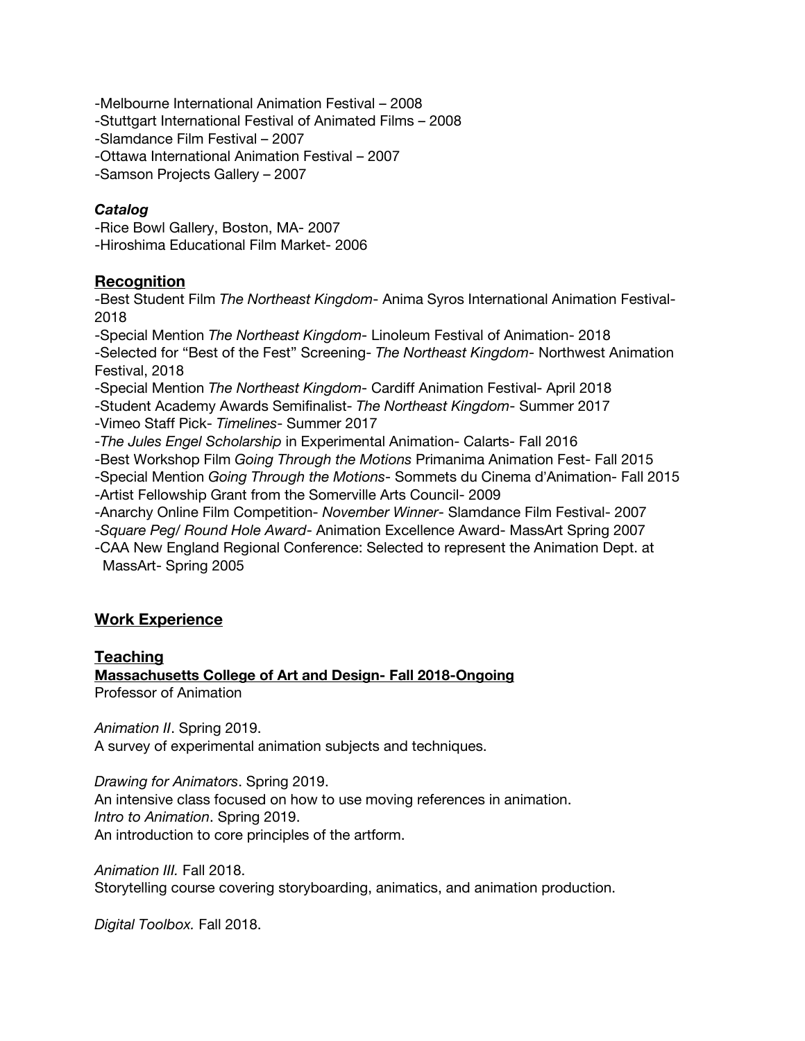-Melbourne International Animation Festival – 2008
-Stuttgart International Festival of Animated Films – 2008
-Slamdance Film Festival – 2007
-Ottawa International Animation Festival – 2007
-Samson Projects Gallery – 2007

***Catalog***

-Rice Bowl Gallery, Boston, MA- 2007
-Hiroshima Educational Film Market- 2006

## Recognition

-Best Student Film *The Northeast Kingdom*- Anima Syros International Animation Festival- 2018
-Special Mention *The Northeast Kingdom*- Linoleum Festival of Animation- 2018
-Selected for "Best of the Fest" Screening- *The Northeast Kingdom*- Northwest Animation Festival, 2018
-Special Mention *The Northeast Kingdom*- Cardiff Animation Festival- April 2018
-Student Academy Awards Semifinalist- *The Northeast Kingdom*- Summer 2017
-Vimeo Staff Pick- *Timelines*- Summer 2017
-*The Jules Engel Scholarship* in Experimental Animation- Calarts- Fall 2016
-Best Workshop Film *Going Through the Motions* Primanima Animation Fest- Fall 2015
-Special Mention *Going Through the Motions*- Sommets du Cinema d'Animation- Fall 2015
-Artist Fellowship Grant from the Somerville Arts Council- 2009
-Anarchy Online Film Competition- *November Winner*- Slamdance Film Festival- 2007
-*Square Peg/ Round Hole Award*- Animation Excellence Award- MassArt Spring 2007
-CAA New England Regional Conference: Selected to represent the Animation Dept. at MassArt- Spring 2005

## Work Experience

## Teaching

**Massachusetts College of Art and Design- Fall 2018-Ongoing**
Professor of Animation

*Animation II*. Spring 2019.
A survey of experimental animation subjects and techniques.

*Drawing for Animators*. Spring 2019.
An intensive class focused on how to use moving references in animation.
*Intro to Animation*. Spring 2019.
An introduction to core principles of the artform.

*Animation III.* Fall 2018.
Storytelling course covering storyboarding, animatics, and animation production.

*Digital Toolbox.* Fall 2018.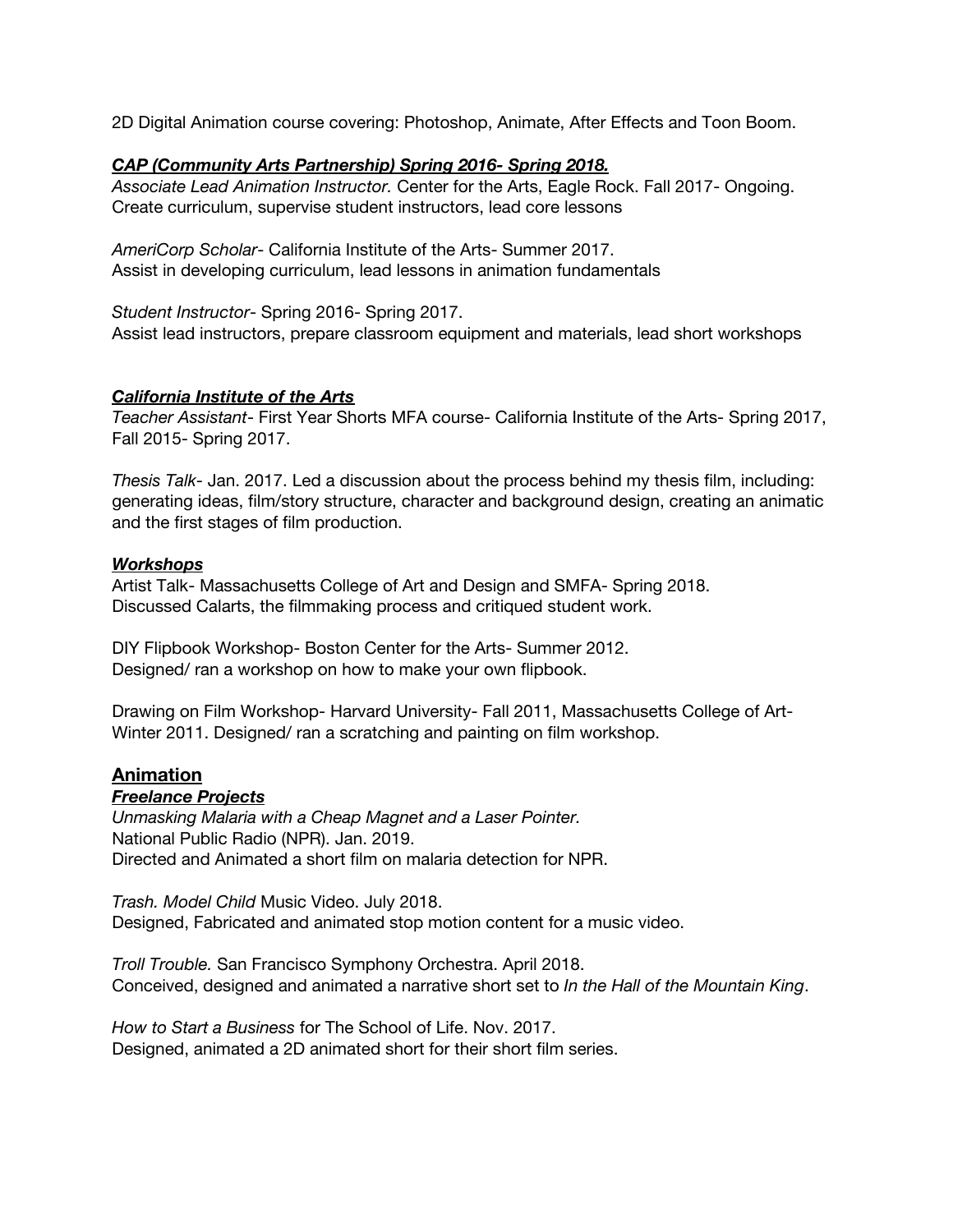2D Digital Animation course covering: Photoshop, Animate, After Effects and Toon Boom.

***CAP (Community Arts Partnership) Spring 2016- Spring 2018.***

*Associate Lead Animation Instructor.* Center for the Arts, Eagle Rock. Fall 2017- Ongoing.
Create curriculum, supervise student instructors, lead core lessons

*AmeriCorp Scholar*- California Institute of the Arts- Summer 2017.
Assist in developing curriculum, lead lessons in animation fundamentals

*Student Instructor*- Spring 2016- Spring 2017.
Assist lead instructors, prepare classroom equipment and materials, lead short workshops

***California Institute of the Arts***

*Teacher Assistant*- First Year Shorts MFA course- California Institute of the Arts- Spring 2017, Fall 2015- Spring 2017.

*Thesis Talk*- Jan. 2017. Led a discussion about the process behind my thesis film, including: generating ideas, film/story structure, character and background design, creating an animatic and the first stages of film production.

***Workshops***

Artist Talk- Massachusetts College of Art and Design and SMFA- Spring 2018.
Discussed Calarts, the filmmaking process and critiqued student work.

DIY Flipbook Workshop- Boston Center for the Arts- Summer 2012.
Designed/ ran a workshop on how to make your own flipbook.

Drawing on Film Workshop- Harvard University- Fall 2011, Massachusetts College of Art- Winter 2011. Designed/ ran a scratching and painting on film workshop.

## Animation

***Freelance Projects***

*Unmasking Malaria with a Cheap Magnet and a Laser Pointer.*
National Public Radio (NPR). Jan. 2019.
Directed and Animated a short film on malaria detection for NPR.

*Trash. Model Child* Music Video. July 2018.
Designed, Fabricated and animated stop motion content for a music video.

*Troll Trouble.* San Francisco Symphony Orchestra. April 2018.
Conceived, designed and animated a narrative short set to *In the Hall of the Mountain King*.

*How to Start a Business* for The School of Life. Nov. 2017.
Designed, animated a 2D animated short for their short film series.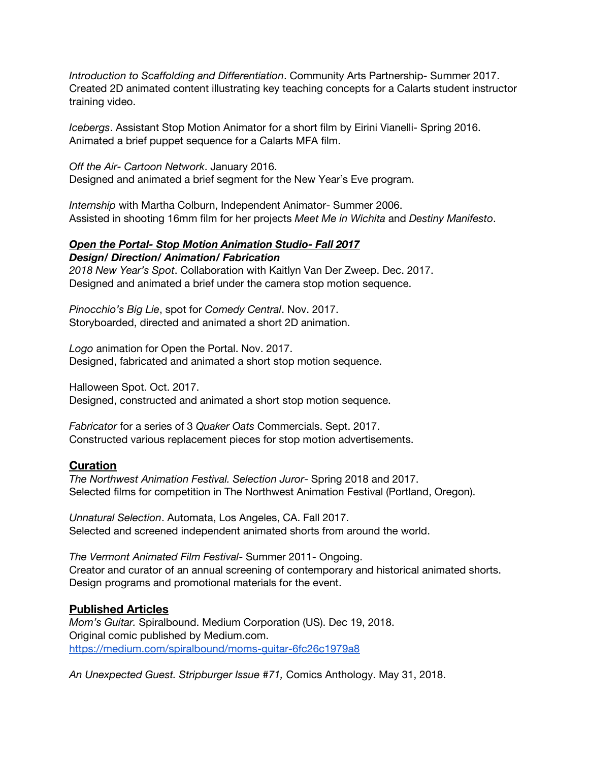*Introduction to Scaffolding and Differentiation*. Community Arts Partnership- Summer 2017. Created 2D animated content illustrating key teaching concepts for a Calarts student instructor training video.

*Icebergs*. Assistant Stop Motion Animator for a short film by Eirini Vianelli- Spring 2016. Animated a brief puppet sequence for a Calarts MFA film.

*Off the Air- Cartoon Network*. January 2016.
Designed and animated a brief segment for the New Year's Eve program.

*Internship* with Martha Colburn, Independent Animator- Summer 2006.
Assisted in shooting 16mm film for her projects *Meet Me in Wichita* and *Destiny Manifesto*.

***<u>Open the Portal- Stop Motion Animation Studio- Fall 2017</u>***
***Design/ Direction/ Animation/ Fabrication***
*2018 New Year's Spot*. Collaboration with Kaitlyn Van Der Zweep. Dec. 2017.
Designed and animated a brief under the camera stop motion sequence.

*Pinocchio's Big Lie*, spot for *Comedy Central*. Nov. 2017.
Storyboarded, directed and animated a short 2D animation.

*Logo* animation for Open the Portal. Nov. 2017.
Designed, fabricated and animated a short stop motion sequence.

Halloween Spot. Oct. 2017.
Designed, constructed and animated a short stop motion sequence.

*Fabricator* for a series of 3 *Quaker Oats* Commercials. Sept. 2017.
Constructed various replacement pieces for stop motion advertisements.

## **<u>Curation</u>**

*The Northwest Animation Festival. Selection Juror*- Spring 2018 and 2017.
Selected films for competition in The Northwest Animation Festival (Portland, Oregon).

*Unnatural Selection*. Automata, Los Angeles, CA. Fall 2017.
Selected and screened independent animated shorts from around the world.

*The Vermont Animated Film Festival*- Summer 2011- Ongoing.
Creator and curator of an annual screening of contemporary and historical animated shorts.
Design programs and promotional materials for the event.

## **<u>Published Articles</u>**

*Mom's Guitar.* Spiralbound. Medium Corporation (US). Dec 19, 2018.
Original comic published by Medium.com.
https://medium.com/spiralbound/moms-guitar-6fc26c1979a8

*An Unexpected Guest. Stripburger Issue #71,* Comics Anthology. May 31, 2018.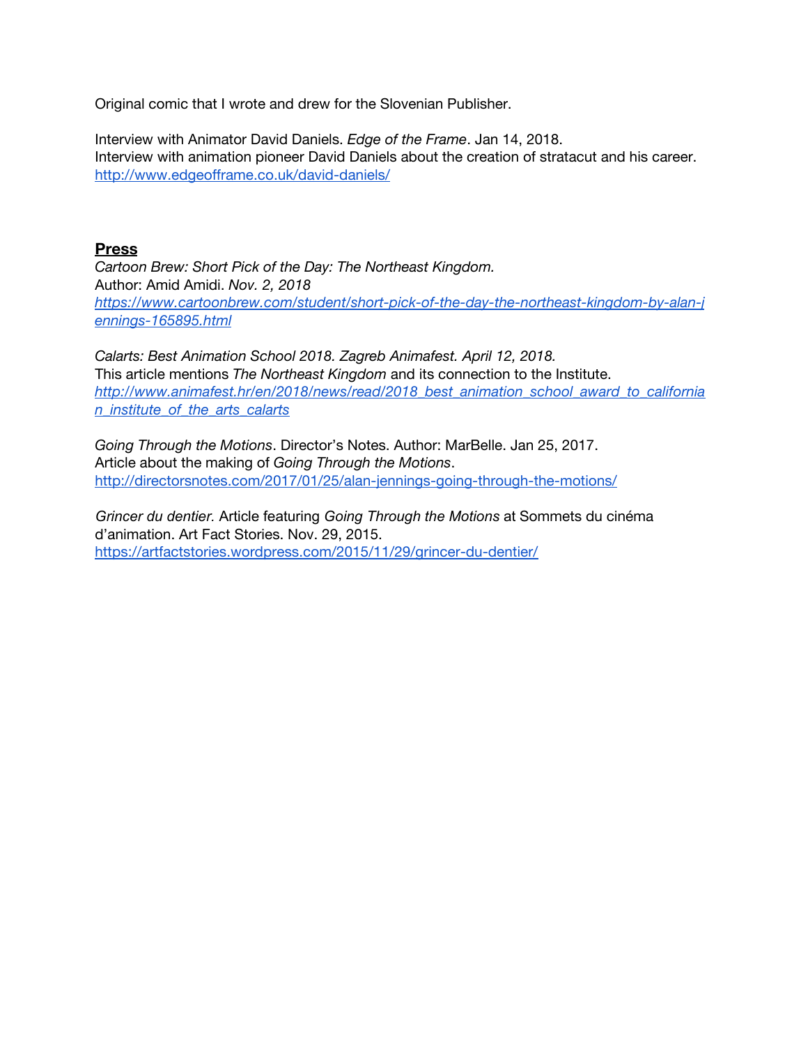Original comic that I wrote and drew for the Slovenian Publisher.

Interview with Animator David Daniels. *Edge of the Frame*. Jan 14, 2018.
Interview with animation pioneer David Daniels about the creation of stratacut and his career.
http://www.edgeofframe.co.uk/david-daniels/

## **Press**

*Cartoon Brew: Short Pick of the Day: The Northeast Kingdom.*
Author: Amid Amidi. *Nov. 2, 2018*
*https://www.cartoonbrew.com/student/short-pick-of-the-day-the-northeast-kingdom-by-alan-jennings-165895.html*

*Calarts: Best Animation School 2018. Zagreb Animafest. April 12, 2018.*
This article mentions *The Northeast Kingdom* and its connection to the Institute.
*http://www.animafest.hr/en/2018/news/read/2018_best_animation_school_award_to_california_n_institute_of_the_arts_calarts*

*Going Through the Motions*. Director's Notes. Author: MarBelle. Jan 25, 2017.
Article about the making of *Going Through the Motions*.
http://directorsnotes.com/2017/01/25/alan-jennings-going-through-the-motions/

*Grincer du dentier.* Article featuring *Going Through the Motions* at Sommets du cinéma d'animation. Art Fact Stories. Nov. 29, 2015.
https://artfactstories.wordpress.com/2015/11/29/grincer-du-dentier/